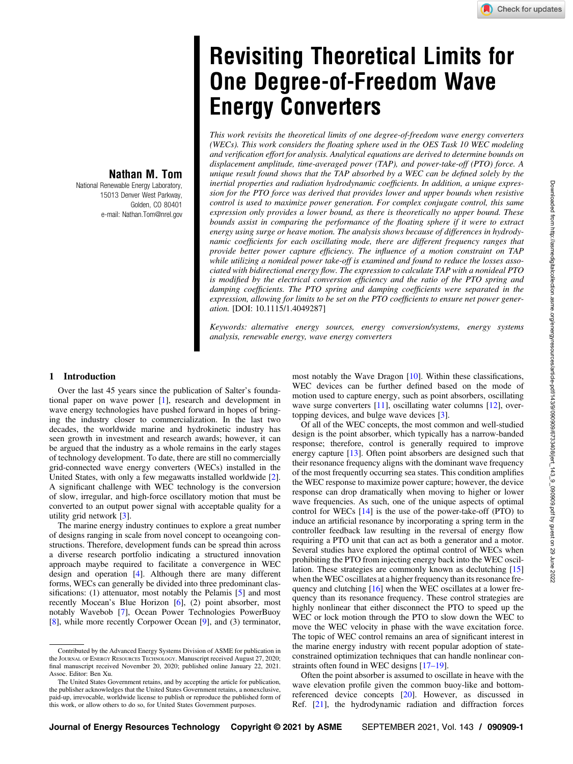# Revisiting Theoretical Limits for One Degree-of-Freedom Wave Energy Converters

**Nathan M. Tom**
National Renewable Energy Laboratory,
15013 Denver West Parkway,
Golden, CO 80401
e-mail: Nathan.Tom@nrel.gov

*This work revisits the theoretical limits of one degree-of-freedom wave energy converters (WECs). This work considers the floating sphere used in the OES Task 10 WEC modeling and verification effort for analysis. Analytical equations are derived to determine bounds on displacement amplitude, time-averaged power (TAP), and power-take-off (PTO) force. A unique result found shows that the TAP absorbed by a WEC can be defined solely by the inertial properties and radiation hydrodynamic coefficients. In addition, a unique expression for the PTO force was derived that provides lower and upper bounds when resistive control is used to maximize power generation. For complex conjugate control, this same expression only provides a lower bound, as there is theoretically no upper bound. These bounds assist in comparing the performance of the floating sphere if it were to extract energy using surge or heave motion. The analysis shows because of differences in hydrodynamic coefficients for each oscillating mode, there are different frequency ranges that provide better power capture efficiency. The influence of a motion constraint on TAP while utilizing a nonideal power take-off is examined and found to reduce the losses associated with bidirectional energy flow. The expression to calculate TAP with a nonideal PTO is modified by the electrical conversion efficiency and the ratio of the PTO spring and damping coefficients. The PTO spring and damping coefficients were separated in the expression, allowing for limits to be set on the PTO coefficients to ensure net power generation.* [DOI: 10.1115/1.4049287]

*Keywords: alternative energy sources, energy conversion/systems, energy systems analysis, renewable energy, wave energy converters*

## 1 Introduction

Over the last 45 years since the publication of Salter's foundational paper on wave power [1], research and development in wave energy technologies have pushed forward in hopes of bringing the industry closer to commercialization. In the last two decades, the worldwide marine and hydrokinetic industry has seen growth in investment and research awards; however, it can be argued that the industry as a whole remains in the early stages of technology development. To date, there are still no commercially grid-connected wave energy converters (WECs) installed in the United States, with only a few megawatts installed worldwide [2]. A significant challenge with WEC technology is the conversion of slow, irregular, and high-force oscillatory motion that must be converted to an output power signal with acceptable quality for a utility grid network [3].

The marine energy industry continues to explore a great number of designs ranging in scale from novel concept to oceangoing constructions. Therefore, development funds can be spread thin across a diverse research portfolio indicating a structured innovation approach maybe required to facilitate a convergence in WEC design and operation [4]. Although there are many different forms, WECs can generally be divided into three predominant classifications: (1) attenuator, most notably the Pelamis [5] and most recently Mocean's Blue Horizon [6], (2) point absorber, most notably Wavebob [7], Ocean Power Technologies PowerBuoy [8], while more recently Corpower Ocean [9], and (3) terminator, most notably the Wave Dragon [10]. Within these classifications, WEC devices can be further defined based on the mode of motion used to capture energy, such as point absorbers, oscillating wave surge converters [11], oscillating water columns [12], overtopping devices, and bulge wave devices [3].

Of all of the WEC concepts, the most common and well-studied design is the point absorber, which typically has a narrow-banded response; therefore, control is generally required to improve energy capture [13]. Often point absorbers are designed such that their resonance frequency aligns with the dominant wave frequency of the most frequently occurring sea states. This condition amplifies the WEC response to maximize power capture; however, the device response can drop dramatically when moving to higher or lower wave frequencies. As such, one of the unique aspects of optimal control for WECs [14] is the use of the power-take-off (PTO) to induce an artificial resonance by incorporating a spring term in the controller feedback law resulting in the reversal of energy flow requiring a PTO unit that can act as both a generator and a motor. Several studies have explored the optimal control of WECs when prohibiting the PTO from injecting energy back into the WEC oscillation. These strategies are commonly known as declutching [15] when the WEC oscillates at a higher frequency than its resonance frequency and clutching [16] when the WEC oscillates at a lower frequency than its resonance frequency. These control strategies are highly nonlinear that either disconnect the PTO to speed up the WEC or lock motion through the PTO to slow down the WEC to move the WEC velocity in phase with the wave excitation force. The topic of WEC control remains an area of significant interest in the marine energy industry with recent popular adoption of state-constrained optimization techniques that can handle nonlinear constraints often found in WEC designs [17–19].

Often the point absorber is assumed to oscillate in heave with the wave elevation profile given the common buoy-like and bottom-referenced device concepts [20]. However, as discussed in Ref. [21], the hydrodynamic radiation and diffraction forces

Contributed by the Advanced Energy Systems Division of ASME for publication in the Journal of Energy Resources Technology. Manuscript received August 27, 2020; final manuscript received November 20, 2020; published online January 22, 2021. Assoc. Editor: Ben Xu.

The United States Government retains, and by accepting the article for publication, the publisher acknowledges that the United States Government retains, a nonexclusive, paid-up, irrevocable, worldwide license to publish or reproduce the published form of this work, or allow others to do so, for United States Government purposes.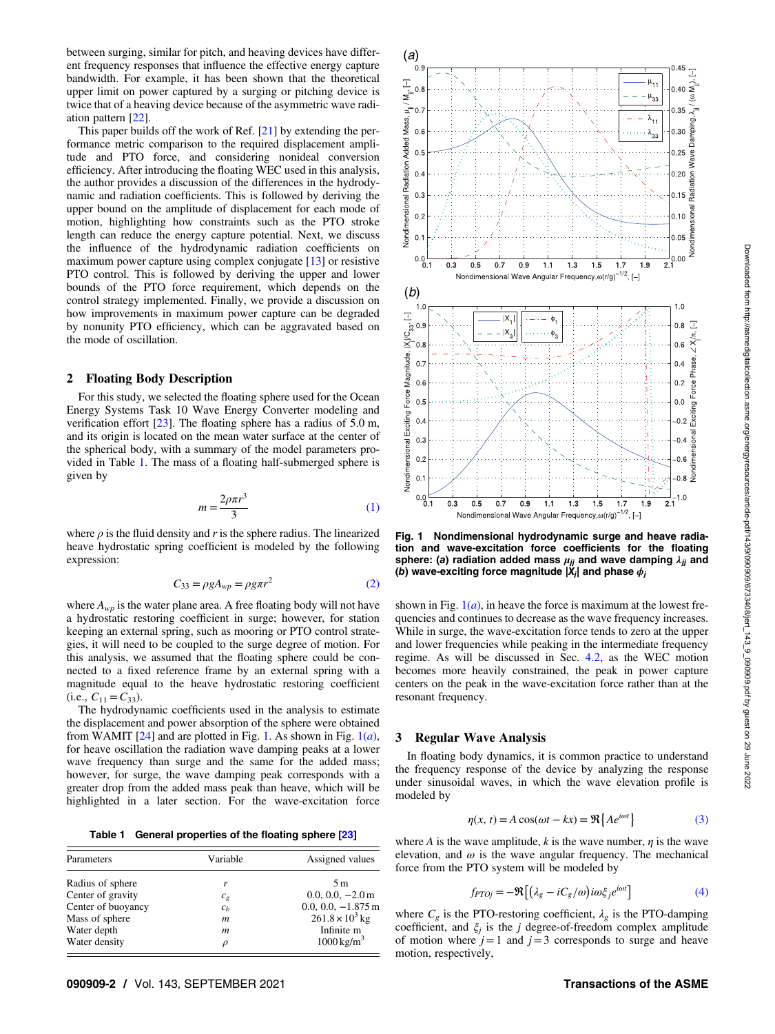between surging, similar for pitch, and heaving devices have different frequency responses that influence the effective energy capture bandwidth. For example, it has been shown that the theoretical upper limit on power captured by a surging or pitching device is twice that of a heaving device because of the asymmetric wave radiation pattern [22].

This paper builds off the work of Ref. [21] by extending the performance metric comparison to the required displacement amplitude and PTO force, and considering nonideal conversion efficiency. After introducing the floating WEC used in this analysis, the author provides a discussion of the differences in the hydrodynamic and radiation coefficients. This is followed by deriving the upper bound on the amplitude of displacement for each mode of motion, highlighting how constraints such as the PTO stroke length can reduce the energy capture potential. Next, we discuss the influence of the hydrodynamic radiation coefficients on maximum power capture using complex conjugate [13] or resistive PTO control. This is followed by deriving the upper and lower bounds of the PTO force requirement, which depends on the control strategy implemented. Finally, we provide a discussion on how improvements in maximum power capture can be degraded by nonunity PTO efficiency, which can be aggravated based on the mode of oscillation.

## 2 Floating Body Description

For this study, we selected the floating sphere used for the Ocean Energy Systems Task 10 Wave Energy Converter modeling and verification effort [23]. The floating sphere has a radius of 5.0 m, and its origin is located on the mean water surface at the center of the spherical body, with a summary of the model parameters provided in Table 1. The mass of a floating half-submerged sphere is given by

$$m = \frac{2\rho\pi r^3}{3} \tag{1}$$

where $\rho$ is the fluid density and $r$ is the sphere radius. The linearized heave hydrostatic spring coefficient is modeled by the following expression:

$$C_{33} = \rho g A_{wp} = \rho g \pi r^2 \tag{2}$$

where $A_{wp}$ is the water plane area. A free floating body will not have a hydrostatic restoring coefficient in surge; however, for station keeping an external spring, such as mooring or PTO control strategies, it will need to be coupled to the surge degree of motion. For this analysis, we assumed that the floating sphere could be connected to a fixed reference frame by an external spring with a magnitude equal to the heave hydrostatic restoring coefficient (i.e., $C_{11} = C_{33}$).

The hydrodynamic coefficients used in the analysis to estimate the displacement and power absorption of the sphere were obtained from WAMIT [24] and are plotted in Fig. 1. As shown in Fig. 1(*a*), for heave oscillation the radiation wave damping peaks at a lower wave frequency than surge and the same for the added mass; however, for surge, the wave damping peak corresponds with a greater drop from the added mass peak than heave, which will be highlighted in a later section. For the wave-excitation force shown in Fig. 1(*a*), in heave the force is maximum at the lowest frequencies and continues to decrease as the wave frequency increases. While in surge, the wave-excitation force tends to zero at the upper and lower frequencies while peaking in the intermediate frequency regime. As will be discussed in Sec. 4.2, as the WEC motion becomes more heavily constrained, the peak in power capture centers on the peak in the wave-excitation force rather than at the resonant frequency.

**Table 1 General properties of the floating sphere [23]**

| Parameters | Variable | Assigned values |
|---|---|---|
| Radius of sphere | $r$ | 5 m |
| Center of gravity | $c_g$ | 0.0, 0.0, −2.0 m |
| Center of buoyancy | $c_b$ | 0.0, 0.0, −1.875 m |
| Mass of sphere | $m$ | $261.8 \times 10^3$ kg |
| Water depth | $m$ | Infinite m |
| Water density | $\rho$ | 1000 kg/m$^3$ |

**Fig. 1 Nondimensional hydrodynamic surge and heave radiation and wave-excitation force coefficients for the floating sphere: (*a*) radiation added mass $\mu_{jj}$ and wave damping $\lambda_{jj}$ and (*b*) wave-exciting force magnitude $|X_j|$ and phase $\phi_j$**

## 3 Regular Wave Analysis

In floating body dynamics, it is common practice to understand the frequency response of the device by analyzing the response under sinusoidal waves, in which the wave elevation profile is modeled by

$$\eta(x, t) = A\cos(\omega t - kx) = \Re\{Ae^{i\omega t}\} \tag{3}$$

where $A$ is the wave amplitude, $k$ is the wave number, $\eta$ is the wave elevation, and $\omega$ is the wave angular frequency. The mechanical force from the PTO system will be modeled by

$$f_{PTOj} = -\Re\left[(\lambda_g - iC_g/\omega)i\omega\xi_j e^{i\omega t}\right] \tag{4}$$

where $C_g$ is the PTO-restoring coefficient, $\lambda_g$ is the PTO-damping coefficient, and $\xi_j$ is the $j$ degree-of-freedom complex amplitude of motion where $j = 1$ and $j = 3$ corresponds to surge and heave motion, respectively,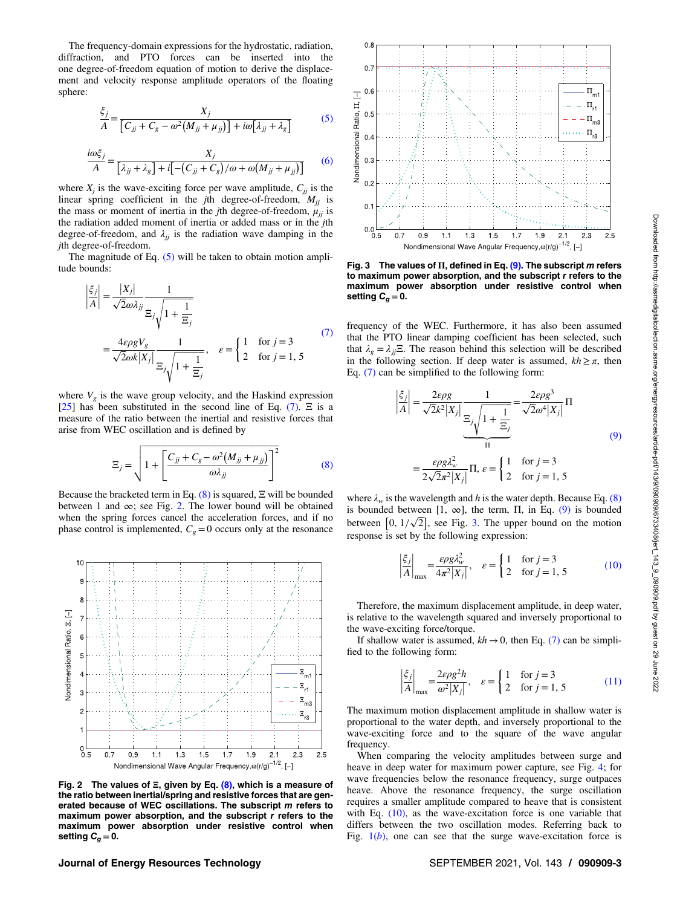The frequency-domain expressions for the hydrostatic, radiation, diffraction, and PTO forces can be inserted into the one degree-of-freedom equation of motion to derive the displacement and velocity response amplitude operators of the floating sphere:

$$\frac{\xi_j}{A} = \frac{X_j}{\left[C_{jj} + C_g - \omega^2\left(M_{jj} + \mu_{jj}\right)\right] + i\omega\left[\lambda_{jj} + \lambda_g\right]} \tag{5}$$

$$\frac{i\omega\xi_j}{A} = \frac{X_j}{\left[\lambda_{jj} + \lambda_g\right] + i\left[-\left(C_{jj} + C_g\right)/\omega + \omega\left(M_{jj} + \mu_{jj}\right)\right]} \tag{6}$$

where $X_j$ is the wave-exciting force per wave amplitude, $C_{jj}$ is the linear spring coefficient in the $j$th degree-of-freedom, $M_{jj}$ is the mass or moment of inertia in the $j$th degree-of-freedom, $\mu_{jj}$ is the radiation added moment of inertia or added mass or in the $j$th degree-of-freedom, and $\lambda_{jj}$ is the radiation wave damping in the $j$th degree-of-freedom.

The magnitude of Eq. (5) will be taken to obtain motion amplitude bounds:

$$\begin{aligned}\left|\frac{\xi_j}{A}\right| &= \frac{|X_j|}{\sqrt{2}\omega\lambda_{jj}}\frac{1}{\Xi_j\sqrt{1+\dfrac{1}{\Xi_j}}} \\ &= \frac{4\varepsilon\rho g V_g}{\sqrt{2}\omega k|X_j|}\frac{1}{\Xi_j\sqrt{1+\dfrac{1}{\Xi_j}}}, \quad \varepsilon = \begin{cases} 1 & \text{for } j=3 \\ 2 & \text{for } j=1,5\end{cases}\end{aligned} \tag{7}$$

where $V_g$ is the wave group velocity, and the Haskind expression [25] has been substituted in the second line of Eq. (7). $\Xi$ is a measure of the ratio between the inertial and resistive forces that arise from WEC oscillation and is defined by

$$\Xi_j = \sqrt{1 + \left[\frac{C_{jj} + C_g - \omega^2\left(M_{jj} + \mu_{jj}\right)}{\omega\lambda_{jj}}\right]^2} \tag{8}$$

Because the bracketed term in Eq. (8) is squared, $\Xi$ will be bounded between 1 and $\infty$; see Fig. 2. The lower bound will be obtained when the spring forces cancel the acceleration forces, and if no phase control is implemented, $C_g = 0$ occurs only at the resonance frequency of the WEC. Furthermore, it has also been assumed that the PTO linear damping coefficient has been selected, such that $\lambda_g = \lambda_{jj}\Xi$. The reason behind this selection will be described in the following section. If deep water is assumed, $kh \geq \pi$, then Eq. (7) can be simplified to the following form:

**Fig. 2 The values of $\Xi$, given by Eq. (8), which is a measure of the ratio between inertial/spring and resistive forces that are generated because of WEC oscillations. The subscript *m* refers to maximum power absorption, and the subscript *r* refers to the maximum power absorption under resistive control when setting $C_g = 0$.**

$$\begin{aligned}\left|\frac{\xi_j}{A}\right| &= \frac{2\varepsilon\rho g}{\sqrt{2}k^2|X_j|}\underbrace{\frac{1}{\Xi_j\sqrt{1+\dfrac{1}{\Xi_j}}}}_{\Pi} = \frac{2\varepsilon\rho g^3}{\sqrt{2}\omega^4|X_j|}\Pi \\ &= \frac{\varepsilon\rho g\lambda_w^2}{2\sqrt{2}\pi^2|X_j|}\Pi, \; \varepsilon = \begin{cases} 1 & \text{for } j=3 \\ 2 & \text{for } j=1,5\end{cases}\end{aligned} \tag{9}$$

where $\lambda_w$ is the wavelength and $h$ is the water depth. Because Eq. (8) is bounded between $[1, \infty]$, the term, $\Pi$, in Eq. (9) is bounded between $\left[0, 1/\sqrt{2}\right]$, see Fig. 3. The upper bound on the motion response is set by the following expression:

**Fig. 3 The values of $\Pi$, defined in Eq. (9). The subscript *m* refers to maximum power absorption, and the subscript *r* refers to the maximum power absorption under resistive control when setting $C_g = 0$.**

$$\left|\frac{\xi_j}{A}\right|_{\max} = \frac{\varepsilon\rho g\lambda_w^2}{4\pi^2|X_j|}, \quad \varepsilon = \begin{cases} 1 & \text{for } j=3 \\ 2 & \text{for } j=1,5\end{cases} \tag{10}$$

Therefore, the maximum displacement amplitude, in deep water, is relative to the wavelength squared and inversely proportional to the wave-exciting force/torque.

If shallow water is assumed, $kh \to 0$, then Eq. (7) can be simplified to the following form:

$$\left|\frac{\xi_j}{A}\right|_{\max} = \frac{2\varepsilon\rho g^2 h}{\omega^2|X_j|}, \quad \varepsilon = \begin{cases} 1 & \text{for } j=3 \\ 2 & \text{for } j=1,5\end{cases} \tag{11}$$

The maximum motion displacement amplitude in shallow water is proportional to the water depth, and inversely proportional to the wave-exciting force and to the square of the wave angular frequency.

When comparing the velocity amplitudes between surge and heave in deep water for maximum power capture, see Fig. 4; for wave frequencies below the resonance frequency, surge outpaces heave. Above the resonance frequency, the surge oscillation requires a smaller amplitude compared to heave that is consistent with Eq. (10), as the wave-excitation force is one variable that differs between the two oscillation modes. Referring back to Fig. 1(*b*), one can see that the surge wave-excitation force is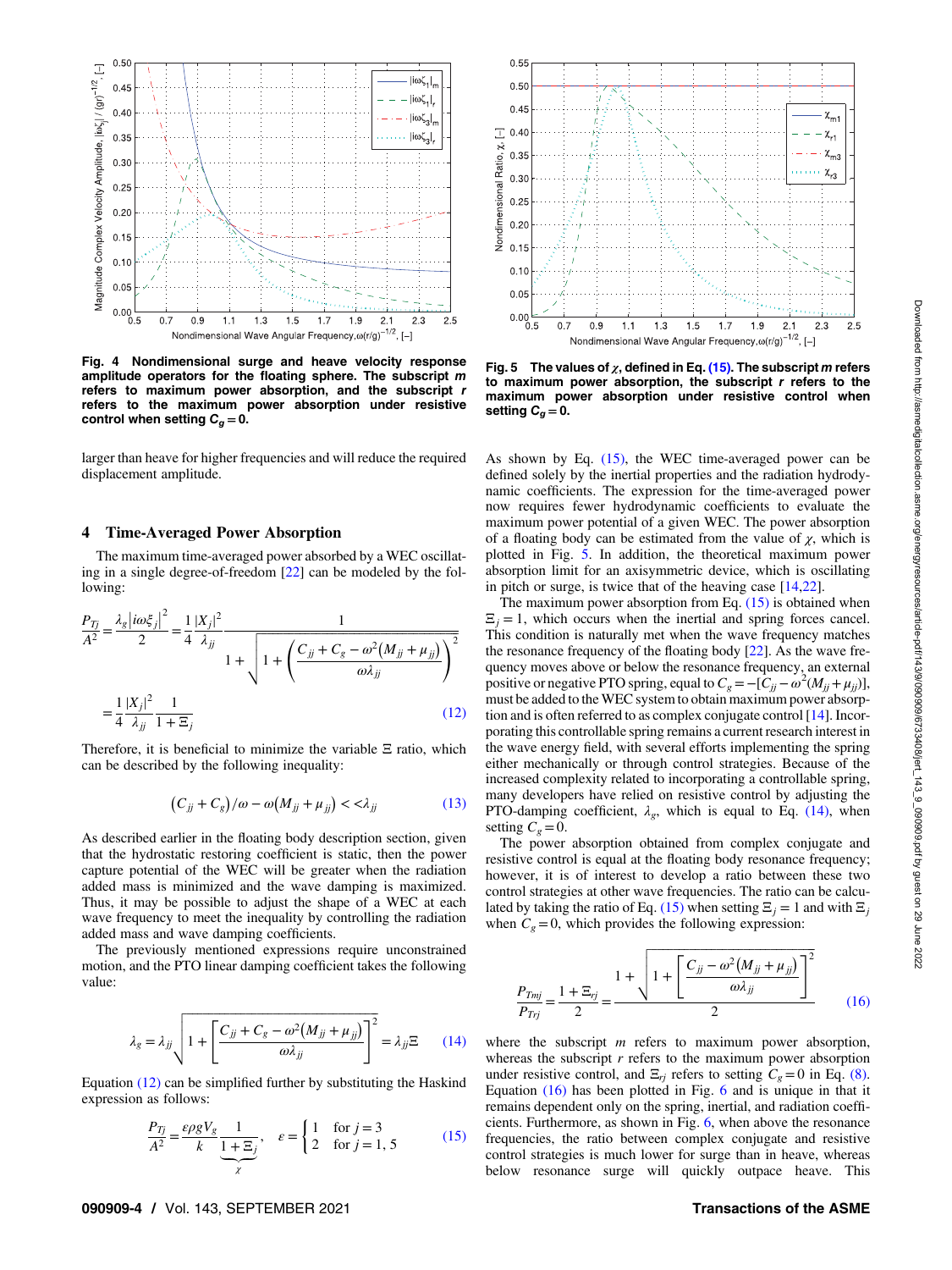Fig. 4 Nondimensional surge and heave velocity response amplitude operators for the floating sphere. The subscript $m$ refers to maximum power absorption, and the subscript $r$ refers to the maximum power absorption under resistive control when setting $C_g = 0$.

Fig. 5 The values of $\chi$, defined in Eq. (15). The subscript $m$ refers to maximum power absorption, the subscript $r$ refers to the maximum power absorption under resistive control when setting $C_g = 0$.

larger than heave for higher frequencies and will reduce the required displacement amplitude.

## 4 Time-Averaged Power Absorption

The maximum time-averaged power absorbed by a WEC oscillating in a single degree-of-freedom [22] can be modeled by the following:

$$\frac{P_{Tj}}{A^2} = \frac{\lambda_g |i\omega\xi_j|^2}{2} = \frac{1}{4}\frac{|X_j|^2}{\lambda_{jj}} \frac{1}{1+\sqrt{1+\left(\dfrac{C_{jj}+C_g-\omega^2(M_{jj}+\mu_{jj})}{\omega\lambda_{jj}}\right)^2}}$$

$$= \frac{1}{4}\frac{|X_j|^2}{\lambda_{jj}}\frac{1}{1+\Xi_j} \tag{12}$$

Therefore, it is beneficial to minimize the variable $\Xi$ ratio, which can be described by the following inequality:

$$(C_{jj}+C_g)/\omega - \omega(M_{jj}+\mu_{jj}) << \lambda_{jj} \tag{13}$$

As described earlier in the floating body description section, given that the hydrostatic restoring coefficient is static, then the power capture potential of the WEC will be greater when the radiation added mass is minimized and the wave damping is maximized. Thus, it may be possible to adjust the shape of a WEC at each wave frequency to meet the inequality by controlling the radiation added mass and wave damping coefficients.

The previously mentioned expressions require unconstrained motion, and the PTO linear damping coefficient takes the following value:

$$\lambda_g = \lambda_{jj}\sqrt{1+\left[\frac{C_{jj}+C_g-\omega^2(M_{jj}+\mu_{jj})}{\omega\lambda_{jj}}\right]^2} = \lambda_{jj}\Xi \tag{14}$$

Equation (12) can be simplified further by substituting the Haskind expression as follows:

$$\frac{P_{Tj}}{A^2} = \frac{\varepsilon\rho g V_g}{k}\underbrace{\frac{1}{1+\Xi_j}}_{\chi}, \quad \varepsilon = \begin{cases} 1 & \text{for } j=3 \\ 2 & \text{for } j=1,5 \end{cases} \tag{15}$$

As shown by Eq. (15), the WEC time-averaged power can be defined solely by the inertial properties and the radiation hydrodynamic coefficients. The expression for the time-averaged power now requires fewer hydrodynamic coefficients to evaluate the maximum power potential of a given WEC. The power absorption of a floating body can be estimated from the value of $\chi$, which is plotted in Fig. 5. In addition, the theoretical maximum power absorption limit for an axisymmetric device, which is oscillating in pitch or surge, is twice that of the heaving case [14,22].

The maximum power absorption from Eq. (15) is obtained when $\Xi_j = 1$, which occurs when the inertial and spring forces cancel. This condition is naturally met when the wave frequency matches the resonance frequency of the floating body [22]. As the wave frequency moves above or below the resonance frequency, an external positive or negative PTO spring, equal to $C_g = -[C_{jj} - \omega^2(M_{jj}+\mu_{jj})]$, must be added to the WEC system to obtain maximum power absorption and is often referred to as complex conjugate control [14]. Incorporating this controllable spring remains a current research interest in the wave energy field, with several efforts implementing the spring either mechanically or through control strategies. Because of the increased complexity related to incorporating a controllable spring, many developers have relied on resistive control by adjusting the PTO-damping coefficient, $\lambda_g$, which is equal to Eq. (14), when setting $C_g = 0$.

The power absorption obtained from complex conjugate and resistive control is equal at the floating body resonance frequency; however, it is of interest to develop a ratio between these two control strategies at other wave frequencies. The ratio can be calculated by taking the ratio of Eq. (15) when setting $\Xi_j = 1$ and with $\Xi_j$ when $C_g = 0$, which provides the following expression:

$$\frac{P_{Tmj}}{P_{Trj}} = \frac{1+\Xi_{rj}}{2} = \frac{1+\sqrt{1+\left[\dfrac{C_{jj}-\omega^2(M_{jj}+\mu_{jj})}{\omega\lambda_{jj}}\right]^2}}{2} \tag{16}$$

where the subscript $m$ refers to maximum power absorption, whereas the subscript $r$ refers to the maximum power absorption under resistive control, and $\Xi_{rj}$ refers to setting $C_g = 0$ in Eq. (8). Equation (16) has been plotted in Fig. 6 and is unique in that it remains dependent only on the spring, inertial, and radiation coefficients. Furthermore, as shown in Fig. 6, when above the resonance frequencies, the ratio between complex conjugate and resistive control strategies is much lower for surge than in heave, whereas below resonance surge will quickly outpace heave. This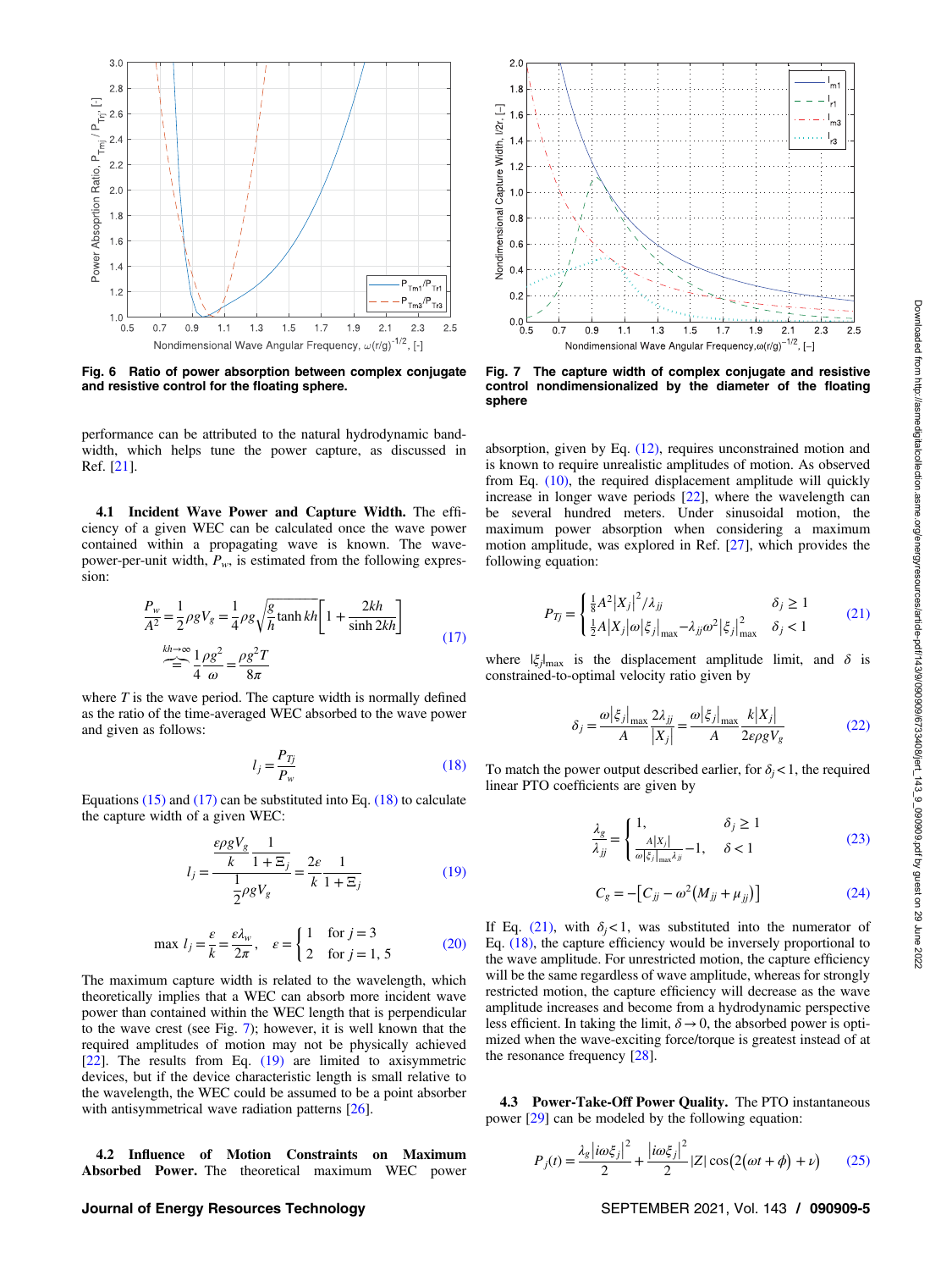Fig. 6 Ratio of power absorption between complex conjugate and resistive control for the floating sphere.

Fig. 7 The capture width of complex conjugate and resistive control nondimensionalized by the diameter of the floating sphere

performance can be attributed to the natural hydrodynamic bandwidth, which helps tune the power capture, as discussed in Ref. [21].

### 4.1 Incident Wave Power and Capture Width.

The efficiency of a given WEC can be calculated once the wave power contained within a propagating wave is known. The wave-power-per-unit width, $P_w$, is estimated from the following expression:

$$\frac{P_w}{A^2} = \frac{1}{2}\rho g V_g = \frac{1}{4}\rho g \sqrt{\frac{g}{h}\tanh kh}\left[1 + \frac{2kh}{\sinh 2kh}\right] \overset{kh\to\infty}{=} \frac{1}{4}\frac{\rho g^2}{\omega} = \frac{\rho g^2 T}{8\pi} \tag{17}$$

where $T$ is the wave period. The capture width is normally defined as the ratio of the time-averaged WEC absorbed to the wave power and given as follows:

$$l_j = \frac{P_{Tj}}{P_w} \tag{18}$$

Equations (15) and (17) can be substituted into Eq. (18) to calculate the capture width of a given WEC:

$$l_j = \frac{\dfrac{\varepsilon \rho g V_g}{k}\dfrac{1}{1+\Xi_j}}{\dfrac{1}{2}\rho V_g} = \frac{2\varepsilon}{k}\frac{1}{1+\Xi_j} \tag{19}$$

$$\max\, l_j = \frac{\varepsilon}{k} = \frac{\varepsilon \lambda_w}{2\pi}, \quad \varepsilon = \begin{cases} 1 & \text{for } j = 3 \\ 2 & \text{for } j = 1, 5 \end{cases} \tag{20}$$

The maximum capture width is related to the wavelength, which theoretically implies that a WEC can absorb more incident wave power than contained within the WEC length that is perpendicular to the wave crest (see Fig. 7); however, it is well known that the required amplitudes of motion may not be physically achieved [22]. The results from Eq. (19) are limited to axisymmetric devices, but if the device characteristic length is small relative to the wavelength, the WEC could be assumed to be a point absorber with antisymmetrical wave radiation patterns [26].

### 4.2 Influence of Motion Constraints on Maximum Absorbed Power.

The theoretical maximum WEC power absorption, given by Eq. (12), requires unconstrained motion and is known to require unrealistic amplitudes of motion. As observed from Eq. (10), the required displacement amplitude will quickly increase in longer wave periods [22], where the wavelength can be several hundred meters. Under sinusoidal motion, the maximum power absorption when considering a maximum motion amplitude, was explored in Ref. [27], which provides the following equation:

$$P_{Tj} = \begin{cases} \frac{1}{8}A^2 |X_j|^2/\lambda_{jj} & \delta_j \geq 1 \\ \frac{1}{2}A|X_j||\omega||\xi_j|_{\max} - \lambda_{jj}\omega^2 |\xi_j|^2_{\max} & \delta_j < 1 \end{cases} \tag{21}$$

where $|\xi_j|_{\max}$ is the displacement amplitude limit, and $\delta$ is constrained-to-optimal velocity ratio given by

$$\delta_j = \frac{\omega|\xi_j|_{\max}}{A}\frac{2\lambda_{jj}}{|X_j|} = \frac{\omega|\xi_j|_{\max}}{A}\frac{k|X_j|}{2\varepsilon\rho g V_g} \tag{22}$$

To match the power output described earlier, for $\delta_j < 1$, the required linear PTO coefficients are given by

$$\frac{\lambda_g}{\lambda_{jj}} = \begin{cases} 1, & \delta_j \geq 1 \\ \frac{A|X_j|}{\omega|\xi_j|_{\max}\lambda_{jj}} - 1, & \delta < 1 \end{cases} \tag{23}$$

$$C_g = -\left[C_{jj} - \omega^2\left(M_{jj} + \mu_{jj}\right)\right] \tag{24}$$

If Eq. (21), with $\delta_j < 1$, was substituted into the numerator of Eq. (18), the capture efficiency would be inversely proportional to the wave amplitude. For unrestricted motion, the capture efficiency will be the same regardless of wave amplitude, whereas for strongly restricted motion, the capture efficiency will decrease as the wave amplitude increases and become from a hydrodynamic perspective less efficient. In taking the limit, $\delta \to 0$, the absorbed power is optimized when the wave-exciting force/torque is greatest instead of at the resonance frequency [28].

### 4.3 Power-Take-Off Power Quality.

The PTO instantaneous power [29] can be modeled by the following equation:

$$P_j(t) = \frac{\lambda_g |i\omega\xi_j|^2}{2} + \frac{|i\omega\xi_j|^2}{2}|Z|\cos\left(2(\omega t + \phi) + \nu\right) \tag{25}$$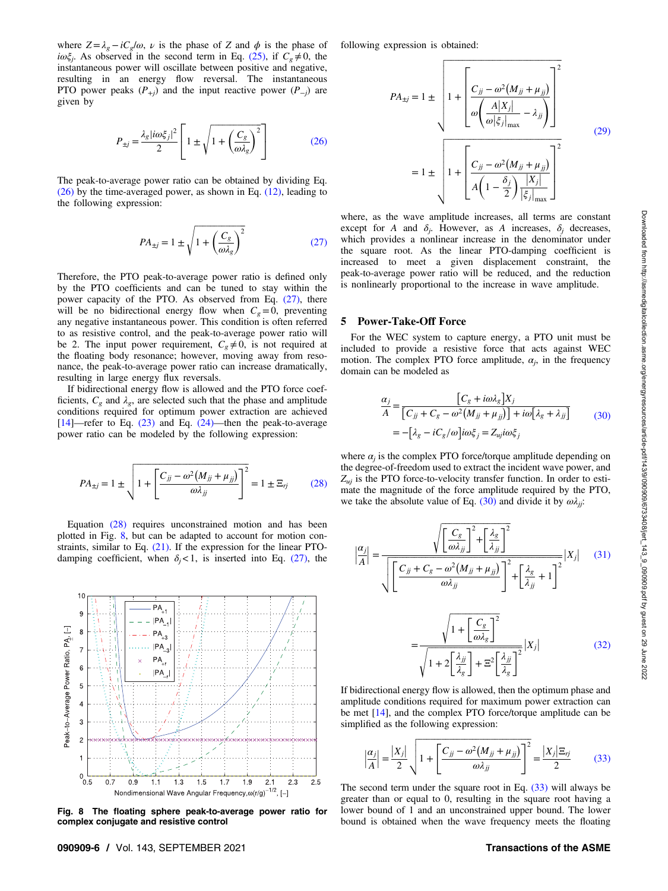where $Z = \lambda_g - iC_g/\omega$, $\nu$ is the phase of $Z$ and $\phi$ is the phase of $i\omega\xi_j$. As observed in the second term in Eq. (25), if $C_g \neq 0$, the instantaneous power will oscillate between positive and negative, resulting in an energy flow reversal. The instantaneous PTO power peaks ($P_{+j}$) and the input reactive power ($P_{-j}$) are given by

$$P_{\pm j} = \frac{\lambda_g |i\omega\xi_j|^2}{2}\left[1 \pm \sqrt{1 + \left(\frac{C_g}{\omega\lambda_g}\right)^2}\right] \tag{26}$$

The peak-to-average power ratio can be obtained by dividing Eq. (26) by the time-averaged power, as shown in Eq. (12), leading to the following expression:

$$PA_{\pm j} = 1 \pm \sqrt{1 + \left(\frac{C_g}{\omega\lambda_g}\right)^2} \tag{27}$$

Therefore, the PTO peak-to-average power ratio is defined only by the PTO coefficients and can be tuned to stay within the power capacity of the PTO. As observed from Eq. (27), there will be no bidirectional energy flow when $C_g = 0$, preventing any negative instantaneous power. This condition is often referred to as resistive control, and the peak-to-average power ratio will be 2. The input power requirement, $C_g \neq 0$, is not required at the floating body resonance; however, moving away from resonance, the peak-to-average power ratio can increase dramatically, resulting in large energy flux reversals.

If bidirectional energy flow is allowed and the PTO force coefficients, $C_g$ and $\lambda_g$, are selected such that the phase and amplitude conditions required for optimum power extraction are achieved [14]—refer to Eq. (23) and Eq. (24)—then the peak-to-average power ratio can be modeled by the following expression:

$$PA_{\pm j} = 1 \pm \sqrt{1 + \left[\frac{C_{jj} - \omega^2(M_{jj} + \mu_{jj})}{\omega\lambda_{jj}}\right]^2} = 1 \pm \Xi_{rj} \tag{28}$$

Equation (28) requires unconstrained motion and has been plotted in Fig. 8, but can be adapted to account for motion constraints, similar to Eq. (21). If the expression for the linear PTO-damping coefficient, when $\delta_j < 1$, is inserted into Eq. (27), the following expression is obtained:

$$PA_{\pm j} = 1 \pm \sqrt{1 + \left[\frac{C_{jj} - \omega^2(M_{jj} + \mu_{jj})}{\omega\left(\frac{A|X_j|}{\omega|\xi_j|_{\max}} - \lambda_{jj}\right)}\right]^2}$$
$$= 1 \pm \sqrt{1 + \left[\frac{C_{jj} - \omega^2(M_{jj} + \mu_{jj})}{A\left(1 - \frac{\delta_j}{2}\right)\frac{|X_j|}{|\xi_j|_{\max}}}\right]^2} \tag{29}$$

where, as the wave amplitude increases, all terms are constant except for $A$ and $\delta_j$. However, as $A$ increases, $\delta_j$ decreases, which provides a nonlinear increase in the denominator under the square root. As the linear PTO-damping coefficient is increased to meet a given displacement constraint, the peak-to-average power ratio will be reduced, and the reduction is nonlinearly proportional to the increase in wave amplitude.

**Fig. 8 The floating sphere peak-to-average power ratio for complex conjugate and resistive control**

## 5 Power-Take-Off Force

For the WEC system to capture energy, a PTO unit must be included to provide a resistive force that acts against WEC motion. The complex PTO force amplitude, $\alpha_j$, in the frequency domain can be modeled as

$$\frac{\alpha_j}{A} = \frac{[C_g + i\omega\lambda_g]X_j}{[C_{jj} + C_g - \omega^2(M_{jj} + \mu_{jj})] + i\omega[\lambda_g + \lambda_{jj}]}$$
$$= -[\lambda_g - iC_g/\omega]i\omega\xi_j = Z_{uj}i\omega\xi_j \tag{30}$$

where $\alpha_j$ is the complex PTO force/torque amplitude depending on the degree-of-freedom used to extract the incident wave power, and $Z_{uj}$ is the PTO force-to-velocity transfer function. In order to estimate the magnitude of the force amplitude required by the PTO, we take the absolute value of Eq. (30) and divide it by $\omega\lambda_{jj}$:

$$\left|\frac{\alpha_j}{A}\right| = \frac{\sqrt{\left[\frac{C_g}{\omega\lambda_{jj}}\right]^2 + \left[\frac{\lambda_g}{\lambda_{jj}}\right]^2}}{\sqrt{\left[\frac{C_{jj} + C_g - \omega^2(M_{jj} + \mu_{jj})}{\omega\lambda_{jj}}\right]^2 + \left[\frac{\lambda_g}{\lambda_{jj}} + 1\right]^2}}|X_j| \tag{31}$$

$$= \frac{\sqrt{1 + \left[\frac{C_g}{\omega\lambda_g}\right]^2}}{\sqrt{1 + 2\left[\frac{\lambda_{jj}}{\lambda_g}\right] + \Xi^2\left[\frac{\lambda_{jj}}{\lambda_g}\right]^2}}|X_j| \tag{32}$$

If bidirectional energy flow is allowed, then the optimum phase and amplitude conditions required for maximum power extraction can be met [14], and the complex PTO force/torque amplitude can be simplified as the following expression:

$$\left|\frac{\alpha_j}{A}\right| = \frac{|X_j|}{2}\sqrt{1 + \left[\frac{C_{jj} - \omega^2(M_{jj} + \mu_{jj})}{\omega\lambda_{jj}}\right]^2} = \frac{|X_j|\Xi_{rj}}{2} \tag{33}$$

The second term under the square root in Eq. (33) will always be greater than or equal to 0, resulting in the square root having a lower bound of 1 and an unconstrained upper bound. The lower bound is obtained when the wave frequency meets the floating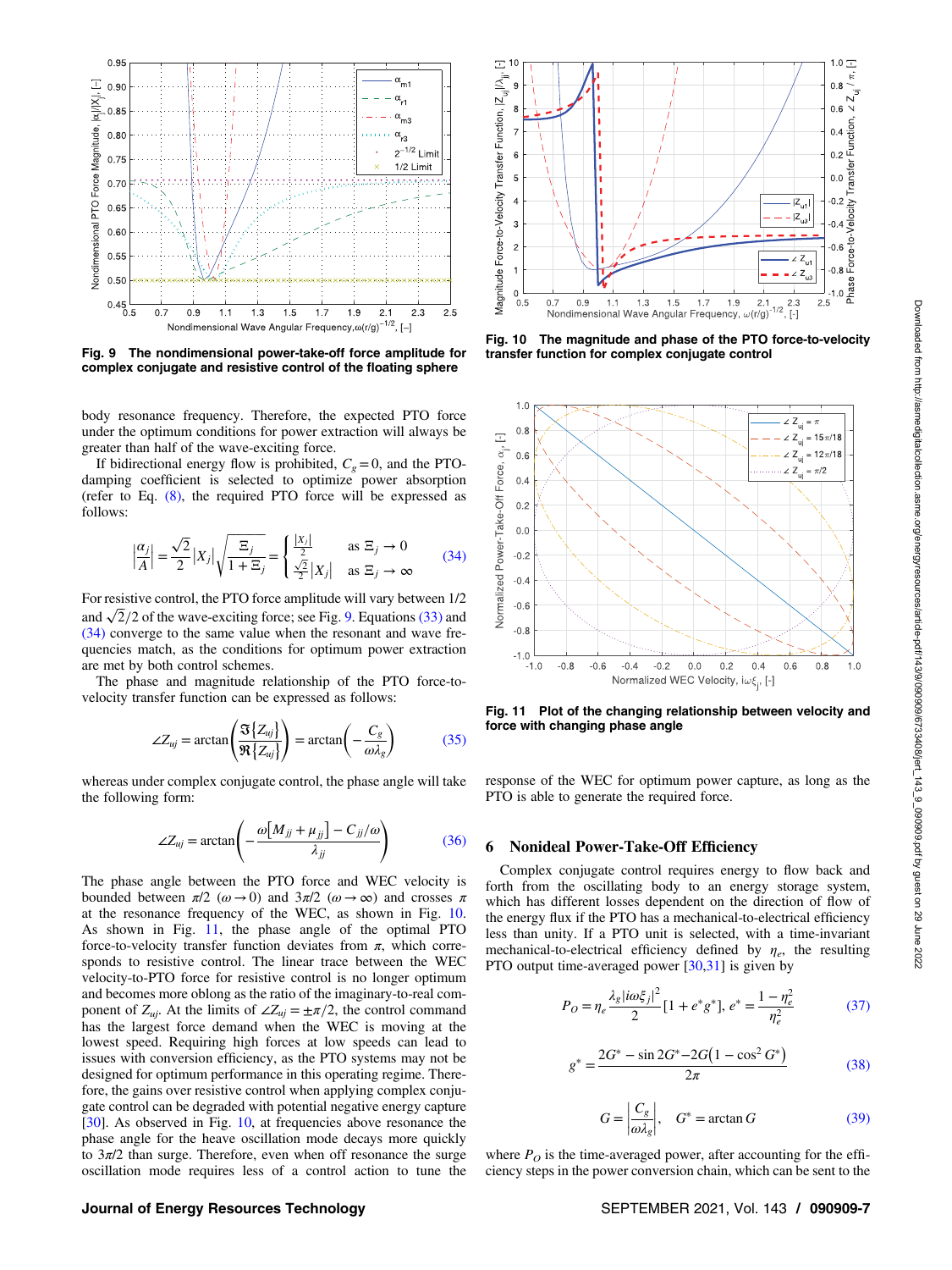Fig. 9 The nondimensional power-take-off force amplitude for complex conjugate and resistive control of the floating sphere

Fig. 10 The magnitude and phase of the PTO force-to-velocity transfer function for complex conjugate control

Fig. 11 Plot of the changing relationship between velocity and force with changing phase angle

body resonance frequency. Therefore, the expected PTO force under the optimum conditions for power extraction will always be greater than half of the wave-exciting force.

If bidirectional energy flow is prohibited, $C_g = 0$, and the PTO-damping coefficient is selected to optimize power absorption (refer to Eq. (8), the required PTO force will be expressed as follows:

$$\left|\frac{\alpha_j}{A}\right| = \frac{\sqrt{2}}{2}|X_j|\sqrt{\frac{\Xi_j}{1+\Xi_j}} = \begin{cases} \frac{|x_j|}{2} & \text{as } \Xi_j \to 0 \\ \frac{\sqrt{2}}{2}|X_j| & \text{as } \Xi_j \to \infty \end{cases} \tag{34}$$

For resistive control, the PTO force amplitude will vary between 1/2 and $\sqrt{2}/2$ of the wave-exciting force; see Fig. 9. Equations (33) and (34) converge to the same value when the resonant and wave frequencies match, as the conditions for optimum power extraction are met by both control schemes.

The phase and magnitude relationship of the PTO force-to-velocity transfer function can be expressed as follows:

$$\angle Z_{uj} = \arctan\left(\frac{\Im\{Z_{uj}\}}{\Re\{Z_{uj}\}}\right) = \arctan\left(-\frac{C_g}{\omega\lambda_g}\right) \tag{35}$$

whereas under complex conjugate control, the phase angle will take the following form:

$$\angle Z_{uj} = \arctan\left(-\frac{\omega[M_{jj}+\mu_{jj}] - C_{jj}/\omega}{\lambda_{jj}}\right) \tag{36}$$

The phase angle between the PTO force and WEC velocity is bounded between $\pi/2$ ($\omega \to 0$) and $3\pi/2$ ($\omega \to \infty$) and crosses $\pi$ at the resonance frequency of the WEC, as shown in Fig. 10. As shown in Fig. 11, the phase angle of the optimal PTO force-to-velocity transfer function deviates from $\pi$, which corresponds to resistive control. The linear trace between the WEC velocity-to-PTO force for resistive control is no longer optimum and becomes more oblong as the ratio of the imaginary-to-real component of $Z_{uj}$. At the limits of $\angle Z_{uj} = \pm\pi/2$, the control command has the largest force demand when the WEC is moving at the lowest speed. Requiring high forces at low speeds can lead to issues with conversion efficiency, as the PTO systems may not be designed for optimum performance in this operating regime. Therefore, the gains over resistive control when applying complex conjugate control can be degraded with potential negative energy capture [30]. As observed in Fig. 10, at frequencies above resonance the phase angle for the heave oscillation mode decays more quickly to $3\pi/2$ than surge. Therefore, even when off resonance the surge oscillation mode requires less of a control action to tune the response of the WEC for optimum power capture, as long as the PTO is able to generate the required force.

## 6 Nonideal Power-Take-Off Efficiency

Complex conjugate control requires energy to flow back and forth from the oscillating body to an energy storage system, which has different losses dependent on the direction of flow of the energy flux if the PTO has a mechanical-to-electrical efficiency less than unity. If a PTO unit is selected, with a time-invariant mechanical-to-electrical efficiency defined by $\eta_e$, the resulting PTO output time-averaged power [30,31] is given by

$$P_O = \eta_e \frac{\lambda_g |i\omega\xi_j|^2}{2}[1 + e^* g^*],\ e^* = \frac{1-\eta_e^2}{\eta_e^2} \tag{37}$$

$$g^* = \frac{2G^* - \sin 2G^* - 2G\left(1 - \cos^2 G^*\right)}{2\pi} \tag{38}$$

$$G = \left|\frac{C_g}{\omega\lambda_g}\right|, \quad G^* = \arctan G \tag{39}$$

where $P_O$ is the time-averaged power, after accounting for the efficiency steps in the power conversion chain, which can be sent to the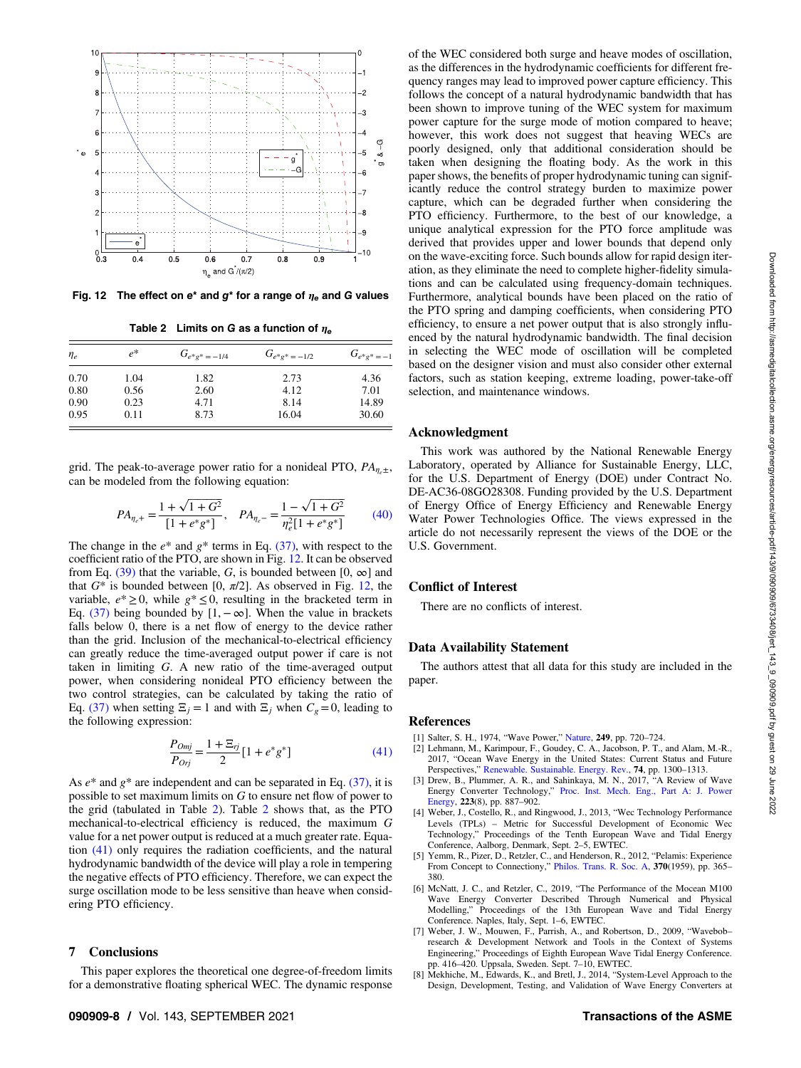Fig. 12 The effect on $e^*$ and $g^*$ for a range of $\eta_e$ and $G$ values

Table 2 Limits on $G$ as a function of $\eta_e$

| $\eta_e$ | $e^*$ | $G_{e^*g^*=-1/4}$ | $G_{e^*g^*=-1/2}$ | $G_{e^*g^*=-1}$ |
|---|---|---|---|---|
| 0.70 | 1.04 | 1.82 | 2.73 | 4.36 |
| 0.80 | 0.56 | 2.60 | 4.12 | 7.01 |
| 0.90 | 0.23 | 4.71 | 8.14 | 14.89 |
| 0.95 | 0.11 | 8.73 | 16.04 | 30.60 |

grid. The peak-to-average power ratio for a nonideal PTO, $PA_{\eta_e\pm}$, can be modeled from the following equation:

$$PA_{\eta_e+} = \frac{1+\sqrt{1+G^2}}{[1+e^*g^*]}, \quad PA_{\eta_e-} = \frac{1-\sqrt{1+G^2}}{\eta_e^2[1+e^*g^*]} \tag{40}$$

The change in the $e^*$ and $g^*$ terms in Eq. (37), with respect to the coefficient ratio of the PTO, are shown in Fig. 12. It can be observed from Eq. (39) that the variable, $G$, is bounded between $[0, \infty]$ and that $G^*$ is bounded between $[0, \pi/2]$. As observed in Fig. 12, the variable, $e^* \geq 0$, while $g^* \leq 0$, resulting in the bracketed term in Eq. (37) being bounded by $[1, -\infty]$. When the value in brackets falls below 0, there is a net flow of energy to the device rather than the grid. Inclusion of the mechanical-to-electrical efficiency can greatly reduce the time-averaged output power if care is not taken in limiting $G$. A new ratio of the time-averaged output power, when considering nonideal PTO efficiency between the two control strategies, can be calculated by taking the ratio of Eq. (37) when setting $\Xi_j = 1$ and with $\Xi_j$ when $C_g = 0$, leading to the following expression:

$$\frac{P_{Omj}}{P_{Orj}} = \frac{1+\Xi_{rj}}{2}[1+e^*g^*] \tag{41}$$

As $e^*$ and $g^*$ are independent and can be separated in Eq. (37), it is possible to set maximum limits on $G$ to ensure net flow of power to the grid (tabulated in Table 2). Table 2 shows that, as the PTO mechanical-to-electrical efficiency is reduced, the maximum $G$ value for a net power output is reduced at a much greater rate. Equation (41) only requires the radiation coefficients, and the natural hydrodynamic bandwidth of the device will play a role in tempering the negative effects of PTO efficiency. Therefore, we can expect the surge oscillation mode to be less sensitive than heave when considering PTO efficiency.

## 7 Conclusions

This paper explores the theoretical one degree-of-freedom limits for a demonstrative floating spherical WEC. The dynamic response of the WEC considered both surge and heave modes of oscillation, as the differences in the hydrodynamic coefficients for different frequency ranges may lead to improved power capture efficiency. This follows the concept of a natural hydrodynamic bandwidth that has been shown to improve tuning of the WEC system for maximum power capture for the surge mode of motion compared to heave; however, this work does not suggest that heaving WECs are poorly designed, only that additional consideration should be taken when designing the floating body. As the work in this paper shows, the benefits of proper hydrodynamic tuning can significantly reduce the control strategy burden to maximize power capture, which can be degraded further when considering the PTO efficiency. Furthermore, to the best of our knowledge, a unique analytical expression for the PTO force amplitude was derived that provides upper and lower bounds that depend only on the wave-exciting force. Such bounds allow for rapid design iteration, as they eliminate the need to complete higher-fidelity simulations and can be calculated using frequency-domain techniques. Furthermore, analytical bounds have been placed on the ratio of the PTO spring and damping coefficients, when considering PTO efficiency, to ensure a net power output that is also strongly influenced by the natural hydrodynamic bandwidth. The final decision in selecting the WEC mode of oscillation will be completed based on the designer vision and must also consider other external factors, such as station keeping, extreme loading, power-take-off selection, and maintenance windows.

## Acknowledgment

This work was authored by the National Renewable Energy Laboratory, operated by Alliance for Sustainable Energy, LLC, for the U.S. Department of Energy (DOE) under Contract No. DE-AC36-08GO28308. Funding provided by the U.S. Department of Energy Office of Energy Efficiency and Renewable Energy Water Power Technologies Office. The views expressed in the article do not necessarily represent the views of the DOE or the U.S. Government.

## Conflict of Interest

There are no conflicts of interest.

## Data Availability Statement

The authors attest that all data for this study are included in the paper.

## References

[1] Salter, S. H., 1974, "Wave Power," Nature, **249**, pp. 720–724.

[2] Lehmann, M., Karimpour, F., Goudey, C. A., Jacobson, P. T., and Alam, M.-R., 2017, "Ocean Wave Energy in the United States: Current Status and Future Perspectives," Renewable. Sustainable. Energy. Rev., **74**, pp. 1300–1313.

[3] Drew, B., Plummer, A. R., and Sahinkaya, M. N., 2017, "A Review of Wave Energy Converter Technology," Proc. Inst. Mech. Eng., Part A: J. Power Energy, **223**(8), pp. 887–902.

[4] Weber, J., Costello, R., and Ringwood, J., 2013, "Wec Technology Performance Levels (TPLs) – Metric for Successful Development of Economic Wec Technology," Proceedings of the Tenth European Wave and Tidal Energy Conference, Aalborg, Denmark, Sept. 2–5, EWTEC.

[5] Yemm, R., Pizer, D., Retzler, C., and Henderson, R., 2012, "Pelamis: Experience From Concept to Connection," Philos. Trans. R. Soc. A, **370**(1959), pp. 365–380.

[6] McNatt, J. C., and Retzler, C., 2019, "The Performance of the Mocean M100 Wave Energy Converter Described Through Numerical and Physical Modelling," Proceedings of the 13th European Wave and Tidal Energy Conference. Naples, Italy, Sept. 1–6, EWTEC.

[7] Weber, J. W., Mouwen, F., Parrish, A., and Robertson, D., 2009, "Wavebob–research & Development Network and Tools in the Context of Systems Engineering," Proceedings of Eighth European Wave Tidal Energy Conference. pp. 416–420. Uppsala, Sweden. Sept. 7–10, EWTEC.

[8] Mekhiche, M., Edwards, K., and Bretl, J., 2014, "System-Level Approach to the Design, Development, Testing, and Validation of Wave Energy Converters at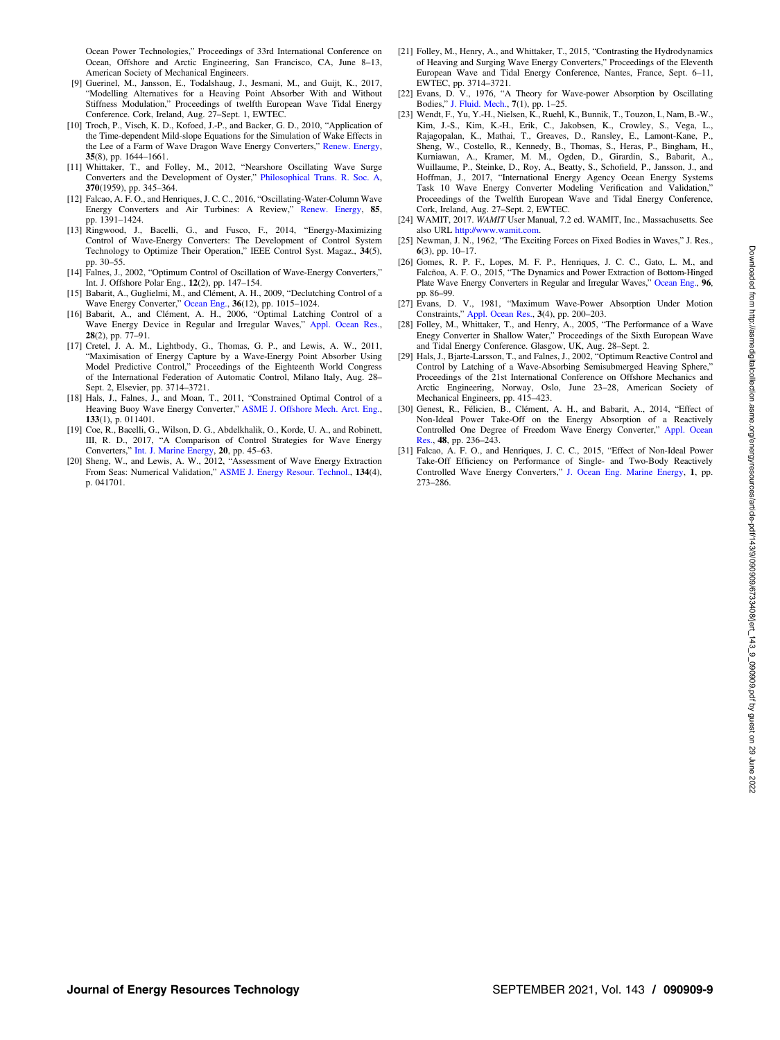Ocean Power Technologies," Proceedings of 33rd International Conference on Ocean, Offshore and Arctic Engineering, San Francisco, CA, June 8–13, American Society of Mechanical Engineers.

[9] Guerinel, M., Jansson, E., Todalshaug, J., Jesmani, M., and Guijt, K., 2017, "Modelling Alternatives for a Heaving Point Absorber With and Without Stiffness Modulation," Proceedings of twelfth European Wave Tidal Energy Conference. Cork, Ireland, Aug. 27–Sept. 1, EWTEC.

[10] Troch, P., Visch, K. D., Kofoed, J.-P., and Backer, G. D., 2010, "Application of the Time-dependent Mild-slope Equations for the Simulation of Wake Effects in the Lee of a Farm of Wave Dragon Wave Energy Converters," Renew. Energy, **35**(8), pp. 1644–1661.

[11] Whittaker, T., and Folley, M., 2012, "Nearshore Oscillating Wave Surge Converters and the Development of Oyster," Philosophical Trans. R. Soc. A, **370**(1959), pp. 345–364.

[12] Falcao, A. F. O., and Henriques, J. C. C., 2016, "Oscillating-Water-Column Wave Energy Converters and Air Turbines: A Review," Renew. Energy, **85**, pp. 1391–1424.

[13] Ringwood, J., Bacelli, G., and Fusco, F., 2014, "Energy-Maximizing Control of Wave-Energy Converters: The Development of Control System Technology to Optimize Their Operation," IEEE Control Syst. Magaz., **34**(5), pp. 30–55.

[14] Falnes, J., 2002, "Optimum Control of Oscillation of Wave-Energy Converters," Int. J. Offshore Polar Eng., **12**(2), pp. 147–154.

[15] Babarit, A., Guglielmi, M., and Clément, A. H., 2009, "Declutching Control of a Wave Energy Converter," Ocean Eng., **36**(12), pp. 1015–1024.

[16] Babarit, A., and Clément, A. H., 2006, "Optimal Latching Control of a Wave Energy Device in Regular and Irregular Waves," Appl. Ocean Res., **28**(2), pp. 77–91.

[17] Cretel, J. A. M., Lightbody, G., Thomas, G. P., and Lewis, A. W., 2011, "Maximisation of Energy Capture by a Wave-Energy Point Absorber Using Model Predictive Control," Proceedings of the Eighteenth World Congress of the International Federation of Automatic Control, Milano Italy, Aug. 28–Sept. 2, Elsevier, pp. 3714–3721.

[18] Hals, J., Falnes, J., and Moan, T., 2011, "Constrained Optimal Control of a Heaving Buoy Wave Energy Converter," ASME J. Offshore Mech. Arct. Eng., **133**(1), p. 011401.

[19] Coe, R., Bacelli, G., Wilson, D. G., Abdelkhalik, O., Korde, U. A., and Robinett, III, R. D., 2017, "A Comparison of Control Strategies for Wave Energy Converters," Int. J. Marine Energy, **20**, pp. 45–63.

[20] Sheng, W., and Lewis, A. W., 2012, "Assessment of Wave Energy Extraction From Seas: Numerical Validation," ASME J. Energy Resour. Technol., **134**(4), p. 041701.

[21] Folley, M., Henry, A., and Whittaker, T., 2015, "Contrasting the Hydrodynamics of Heaving and Surging Wave Energy Converters," Proceedings of the Eleventh European Wave and Tidal Energy Conference, Nantes, France, Sept. 6–11, EWTEC, pp. 3714–3721.

[22] Evans, D. V., 1976, "A Theory for Wave-power Absorption by Oscillating Bodies," J. Fluid. Mech., **7**(1), pp. 1–25.

[23] Wendt, F., Yu, Y.-H., Nielsen, K., Ruehl, K., Bunnik, T., Touzon, I., Nam, B.-W., Kim, J.-S., Kim, K.-H., Erik, C., Jakobsen, K., Crowley, S., Vega, L., Rajagopalan, K., Mathai, T., Greaves, D., Ransley, E., Lamont-Kane, P., Sheng, W., Costello, R., Kennedy, B., Thomas, S., Heras, P., Bingham, H., Kurniawan, A., Kramer, M. M., Ogden, D., Girardin, S., Babarit, A., Wuillaume, P., Steinke, D., Roy, A., Beatty, S., Schofield, P., Jansson, J., and Hoffman, J., 2017, "International Energy Agency Ocean Energy Systems Task 10 Wave Energy Converter Modeling Verification and Validation," Proceedings of the Twelfth European Wave and Tidal Energy Conference, Cork, Ireland, Aug. 27–Sept. 2, EWTEC.

[24] WAMIT, 2017. *WAMIT* User Manual, 7.2 ed. WAMIT, Inc., Massachusetts. See also URL http://www.wamit.com.

[25] Newman, J. N., 1962, "The Exciting Forces on Fixed Bodies in Waves," J. Res., **6**(3), pp. 10–17.

[26] Gomes, R. P. F., Lopes, M. F. P., Henriques, J. C. C., Gato, L. M., and Falcñoa, A. F. O., 2015, "The Dynamics and Power Extraction of Bottom-Hinged Plate Wave Energy Converters in Regular and Irregular Waves," Ocean Eng., **96**, pp. 86–99.

[27] Evans, D. V., 1981, "Maximum Wave-Power Absorption Under Motion Constraints," Appl. Ocean Res., **3**(4), pp. 200–203.

[28] Folley, M., Whittaker, T., and Henry, A., 2005, "The Performance of a Wave Enegy Converter in Shallow Water," Proceedings of the Sixth European Wave and Tidal Energy Conference. Glasgow, UK, Aug. 28–Sept. 2.

[29] Hals, J., Bjarte-Larsson, T., and Falnes, J., 2002, "Optimum Reactive Control and Control by Latching of a Wave-Absorbing Semisubmerged Heaving Sphere," Proceedings of the 21st International Conference on Offshore Mechanics and Arctic Engineering, Norway, Oslo, June 23–28, American Society of Mechanical Engineers, pp. 415–423.

[30] Genest, R., Félicien, B., Clément, A. H., and Babarit, A., 2014, "Effect of Non-Ideal Power Take-Off on the Energy Absorption of a Reactively Controlled One Degree of Freedom Wave Energy Converter," Appl. Ocean Res., **48**, pp. 236–243.

[31] Falcao, A. F. O., and Henriques, J. C. C., 2015, "Effect of Non-Ideal Power Take-Off Efficiency on Performance of Single- and Two-Body Reactively Controlled Wave Energy Converters," J. Ocean Eng. Marine Energy, **1**, pp. 273–286.